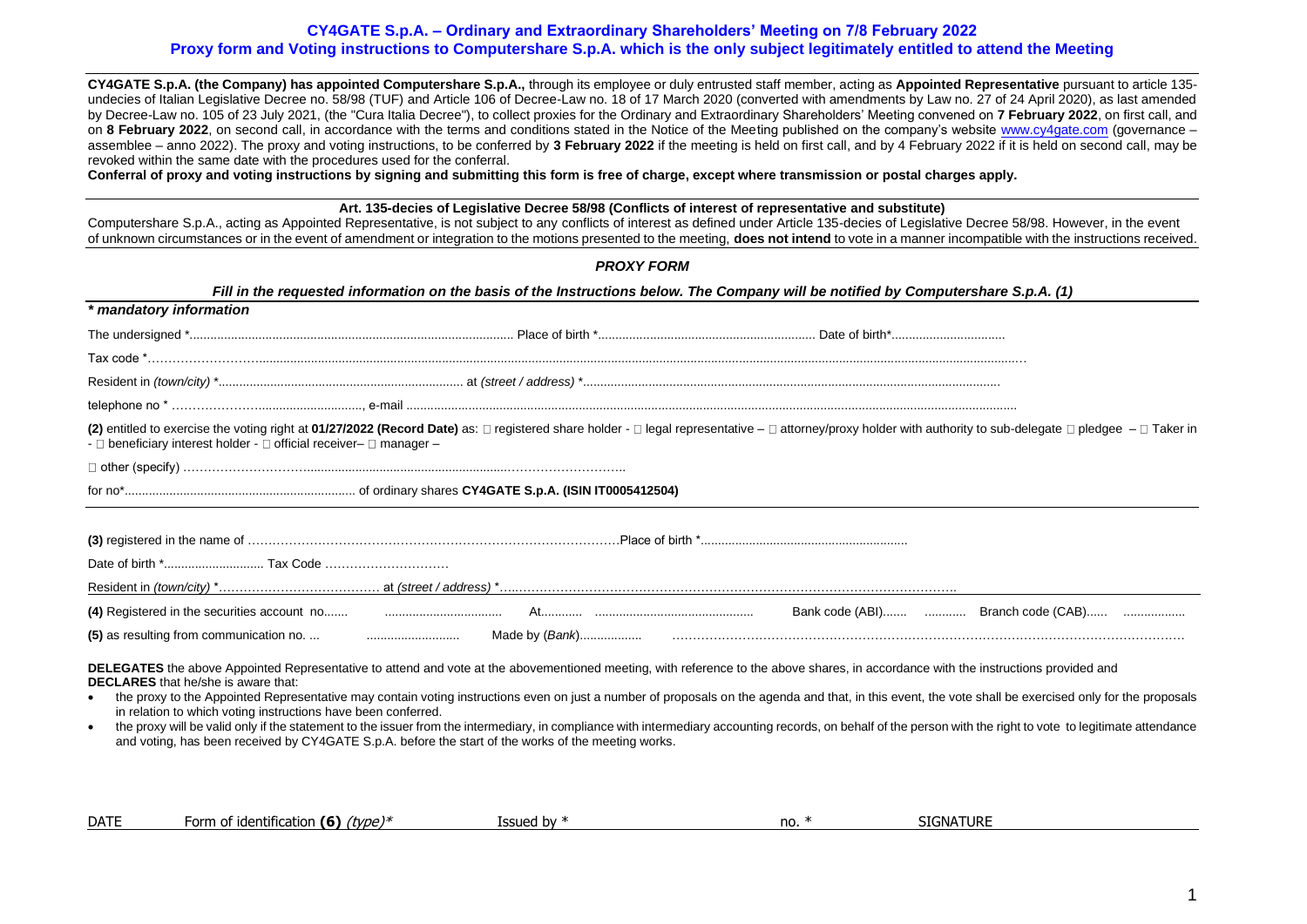## CY4GATE S.p.A. – Ordinary and Extraordinary Shareholders' Meeting on 7/8 February 2022
## Proxy form and Voting instructions to Computershare S.p.A. which is the only subject legitimately entitled to attend the Meeting

**CY4GATE S.p.A. (the Company) has appointed Computershare S.p.A.,** through its employee or duly entrusted staff member, acting as **Appointed Representative** pursuant to article 135-undecies of Italian Legislative Decree no. 58/98 (TUF) and Article 106 of Decree-Law no. 18 of 17 March 2020 (converted with amendments by Law no. 27 of 24 April 2020), as last amended by Decree-Law no. 105 of 23 July 2021, (the "Cura Italia Decree"), to collect proxies for the Ordinary and Extraordinary Shareholders' Meeting convened on **7 February 2022**, on first call, and on **8 February 2022**, on second call, in accordance with the terms and conditions stated in the Notice of the Meeting published on the company's website www.cy4gate.com (governance – assemblee – anno 2022). The proxy and voting instructions, to be conferred by **3 February 2022** if the meeting is held on first call, and by 4 February 2022 if it is held on second call, may be revoked within the same date with the procedures used for the conferral.

**Conferral of proxy and voting instructions by signing and submitting this form is free of charge, except where transmission or postal charges apply.**

**Art. 135-decies of Legislative Decree 58/98 (Conflicts of interest of representative and substitute)**

Computershare S.p.A., acting as Appointed Representative, is not subject to any conflicts of interest as defined under Article 135-decies of Legislative Decree 58/98. However, in the event of unknown circumstances or in the event of amendment or integration to the motions presented to the meeting, **does not intend** to vote in a manner incompatible with the instructions received.

### *PROXY FORM*

***Fill in the requested information on the basis of the Instructions below. The Company will be notified by Computershare S.p.A. (1)***

***\* mandatory information***

The undersigned *................................................................ Place of birth *.............................................. Date of birth*.................................

Tax code *......................................................................................................................................................

Resident in *(town/city)* *.................................................. at *(street / address)* *.................................................................................

telephone no * ......................................., e-mail ..............................................................................................................

**(2)** entitled to exercise the voting right at **01/27/2022 (Record Date)** as: ☐ registered share holder - ☐ legal representative – ☐ attorney/proxy holder with authority to sub-delegate ☐ pledgee – ☐ Taker in - ☐ beneficiary interest holder - ☐ official receiver– ☐ manager –

☐ other (specify) ..............................................................................................

for no*.................................................. of ordinary shares **CY4GATE S.p.A. (ISIN IT0005412504)**

**(3)** registered in the name of ........................................................................................Place of birth *..............................................

Date of birth *............................ Tax Code ............................

Resident in *(town/city)* *....................................... at *(street / address)* *.........................................................................................

**(4)** Registered in the securities account no....... .................................. At............ .............................................. Bank code (ABI)....... ........... Branch code (CAB)...... ..................

**(5)** as resulting from communication no. ... .......................... Made by (*Bank*)................. ..........................................................................................

**DELEGATES** the above Appointed Representative to attend and vote at the abovementioned meeting, with reference to the above shares, in accordance with the instructions provided and
**DECLARES** that he/she is aware that:

- the proxy to the Appointed Representative may contain voting instructions even on just a number of proposals on the agenda and that, in this event, the vote shall be exercised only for the proposals in relation to which voting instructions have been conferred.
- the proxy will be valid only if the statement to the issuer from the intermediary, in compliance with intermediary accounting records, on behalf of the person with the right to vote to legitimate attendance and voting, has been received by CY4GATE S.p.A. before the start of the works of the meeting works.

| DATE | Form of identification **(6)** *(type)** | Issued by * | no. * | SIGNATURE |
|---|---|---|---|---|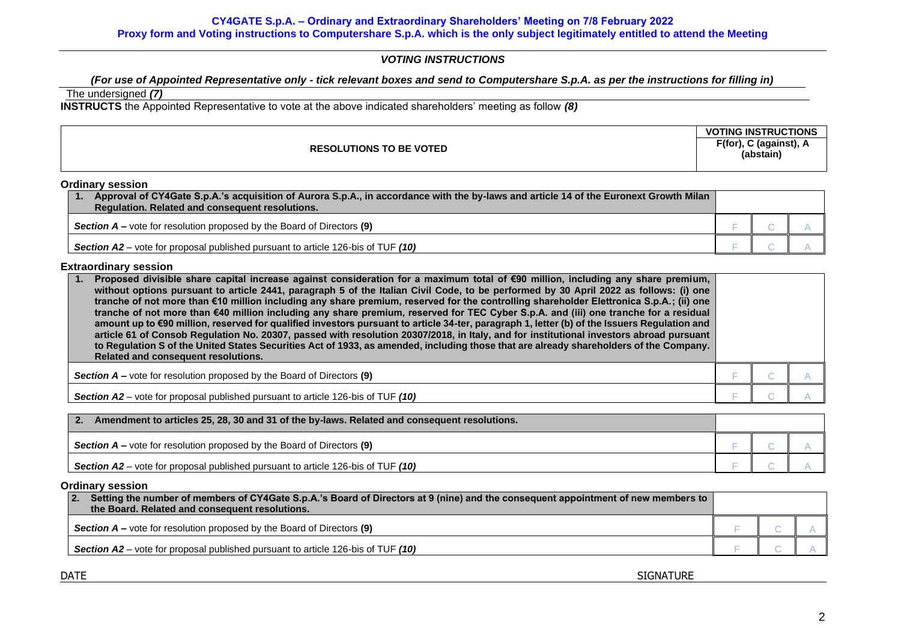**CY4GATE S.p.A. – Ordinary and Extraordinary Shareholders' Meeting on 7/8 February 2022**
**Proxy form and Voting instructions to Computershare S.p.A. which is the only subject legitimately entitled to attend the Meeting**

## *VOTING INSTRUCTIONS*

***(For use of Appointed Representative only - tick relevant boxes and send to Computershare S.p.A. as per the instructions for filling in)***

The undersigned ***(7)***

**INSTRUCTS** the Appointed Representative to vote at the above indicated shareholders' meeting as follow ***(8)***

| RESOLUTIONS TO BE VOTED | VOTING INSTRUCTIONS<br>F(for), C (against), A (abstain) | | |
|---|---|---|---|
| **Ordinary session** | | | |
| **1. Approval of CY4Gate S.p.A.'s acquisition of Aurora S.p.A., in accordance with the by-laws and article 14 of the Euronext Growth Milan Regulation. Related and consequent resolutions.** | | | |
| ***Section A –*** vote for resolution proposed by the Board of Directors **(9)** | F | C | A |
| ***Section A2*** – vote for proposal published pursuant to article 126-bis of TUF ***(10)*** | F | C | A |
| **Extraordinary session** | | | |
| **1. Proposed divisible share capital increase against consideration for a maximum total of €90 million, including any share premium, without options pursuant to article 2441, paragraph 5 of the Italian Civil Code, to be performed by 30 April 2022 as follows: (i) one tranche of not more than €10 million including any share premium, reserved for the controlling shareholder Elettronica S.p.A.; (ii) one tranche of not more than €40 million including any share premium, reserved for TEC Cyber S.p.A. and (iii) one tranche for a residual amount up to €90 million, reserved for qualified investors pursuant to article 34-ter, paragraph 1, letter (b) of the Issuers Regulation and article 61 of Consob Regulation No. 20307, passed with resolution 20307/2018, in Italy, and for institutional investors abroad pursuant to Regulation S of the United States Securities Act of 1933, as amended, including those that are already shareholders of the Company. Related and consequent resolutions.** | | | |
| ***Section A –*** vote for resolution proposed by the Board of Directors **(9)** | F | C | A |
| ***Section A2*** – vote for proposal published pursuant to article 126-bis of TUF ***(10)*** | F | C | A |
| **2. Amendment to articles 25, 28, 30 and 31 of the by-laws. Related and consequent resolutions.** | | | |
| ***Section A –*** vote for resolution proposed by the Board of Directors **(9)** | F | C | A |
| ***Section A2*** – vote for proposal published pursuant to article 126-bis of TUF ***(10)*** | F | C | A |
| **Ordinary session** | | | |
| **2. Setting the number of members of CY4Gate S.p.A.'s Board of Directors at 9 (nine) and the consequent appointment of new members to the Board. Related and consequent resolutions.** | | | |
| ***Section A –*** vote for resolution proposed by the Board of Directors **(9)** | F | C | A |
| ***Section A2*** – vote for proposal published pursuant to article 126-bis of TUF ***(10)*** | F | C | A |

DATE SIGNATURE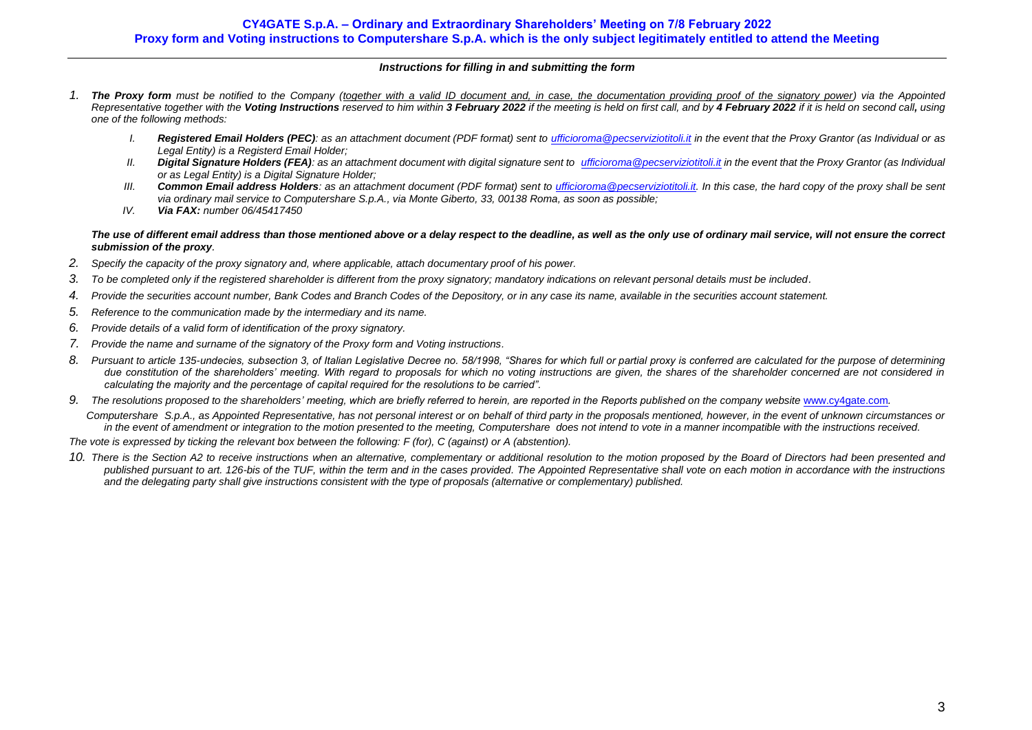**CY4GATE S.p.A. – Ordinary and Extraordinary Shareholders' Meeting on 7/8 February 2022**
**Proxy form and Voting instructions to Computershare S.p.A. which is the only subject legitimately entitled to attend the Meeting**

### *Instructions for filling in and submitting the form*

1. ***The Proxy form*** *must be notified to the Company (together with a valid ID document and, in case, the documentation providing proof of the signatory power) via the Appointed Representative together with the **Voting Instructions** reserved to him within **3 February 2022** if the meeting is held on first call, and by **4 February 2022** if it is held on second call**,** using one of the following methods:*

   I. ***Registered Email Holders (PEC)****: as an attachment document (PDF format) sent to ufficioroma@pecserviziotitoli.it in the event that the Proxy Grantor (as Individual or as Legal Entity) is a Registerd Email Holder;*

   II. ***Digital Signature Holders (FEA)****: as an attachment document with digital signature sent to ufficioroma@pecserviziotitoli.it in the event that the Proxy Grantor (as Individual or as Legal Entity) is a Digital Signature Holder;*

   III. ***Common Email address Holders****: as an attachment document (PDF format) sent to ufficioroma@pecserviziotitoli.it. In this case, the hard copy of the proxy shall be sent via ordinary mail service to Computershare S.p.A., via Monte Giberto, 33, 00138 Roma, as soon as possible;*

   IV. ***Via FAX:*** *number 06/45417450*

***The use of different email address than those mentioned above or a delay respect to the deadline, as well as the only use of ordinary mail service, will not ensure the correct submission of the proxy****.*

2. *Specify the capacity of the proxy signatory and, where applicable, attach documentary proof of his power.*
3. *To be completed only if the registered shareholder is different from the proxy signatory; mandatory indications on relevant personal details must be included*.
4. *Provide the securities account number, Bank Codes and Branch Codes of the Depository, or in any case its name, available in the securities account statement.*
5. *Reference to the communication made by the intermediary and its name.*
6. *Provide details of a valid form of identification of the proxy signatory.*
7. *Provide the name and surname of the signatory of the Proxy form and Voting instructions*.
8. *Pursuant to article 135-undecies, subsection 3, of Italian Legislative Decree no. 58/1998, "Shares for which full or partial proxy is conferred are calculated for the purpose of determining due constitution of the shareholders' meeting. With regard to proposals for which no voting instructions are given, the shares of the shareholder concerned are not considered in calculating the majority and the percentage of capital required for the resolutions to be carried".*
9. *The resolutions proposed to the shareholders' meeting, which are briefly referred to herein, are reported in the Reports published on the company website www.cy4gate.com.*

   *Computershare S.p.A., as Appointed Representative, has not personal interest or on behalf of third party in the proposals mentioned, however, in the event of unknown circumstances or in the event of amendment or integration to the motion presented to the meeting, Computershare does not intend to vote in a manner incompatible with the instructions received.*

*The vote is expressed by ticking the relevant box between the following: F (for), C (against) or A (abstention).*

10. *There is the Section A2 to receive instructions when an alternative, complementary or additional resolution to the motion proposed by the Board of Directors had been presented and published pursuant to art. 126-bis of the TUF, within the term and in the cases provided. The Appointed Representative shall vote on each motion in accordance with the instructions and the delegating party shall give instructions consistent with the type of proposals (alternative or complementary) published.*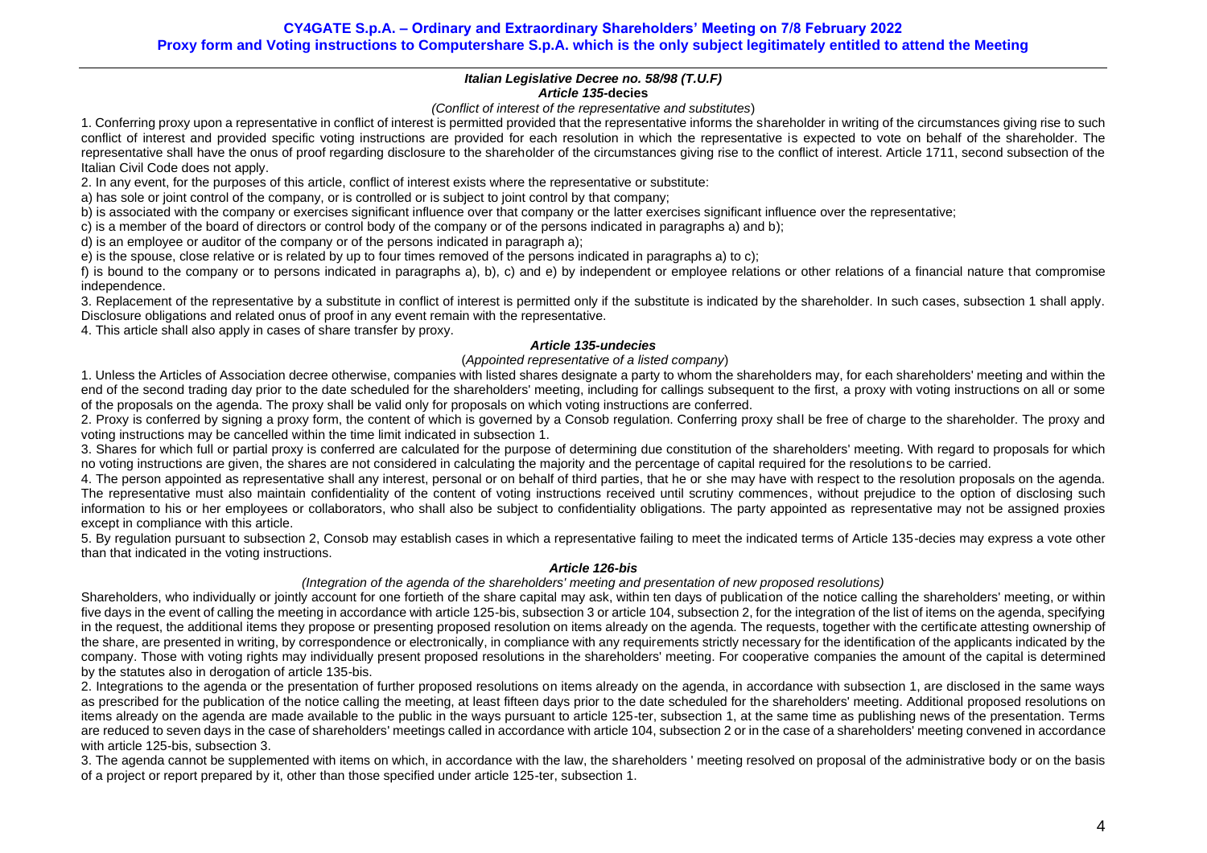### *Italian Legislative Decree no. 58/98 (T.U.F)*

#### *Article 135*-decies

*(Conflict of interest of the representative and substitutes)*

1. Conferring proxy upon a representative in conflict of interest is permitted provided that the representative informs the shareholder in writing of the circumstances giving rise to such conflict of interest and provided specific voting instructions are provided for each resolution in which the representative is expected to vote on behalf of the shareholder. The representative shall have the onus of proof regarding disclosure to the shareholder of the circumstances giving rise to the conflict of interest. Article 1711, second subsection of the Italian Civil Code does not apply.

2. In any event, for the purposes of this article, conflict of interest exists where the representative or substitute:

a) has sole or joint control of the company, or is controlled or is subject to joint control by that company;

b) is associated with the company or exercises significant influence over that company or the latter exercises significant influence over the representative;

c) is a member of the board of directors or control body of the company or of the persons indicated in paragraphs a) and b);

d) is an employee or auditor of the company or of the persons indicated in paragraph a);

e) is the spouse, close relative or is related by up to four times removed of the persons indicated in paragraphs a) to c);

f) is bound to the company or to persons indicated in paragraphs a), b), c) and e) by independent or employee relations or other relations of a financial nature that compromise independence.

3. Replacement of the representative by a substitute in conflict of interest is permitted only if the substitute is indicated by the shareholder. In such cases, subsection 1 shall apply. Disclosure obligations and related onus of proof in any event remain with the representative.

4. This article shall also apply in cases of share transfer by proxy.

#### *Article 135-undecies*

(*Appointed representative of a listed company*)

1. Unless the Articles of Association decree otherwise, companies with listed shares designate a party to whom the shareholders may, for each shareholders' meeting and within the end of the second trading day prior to the date scheduled for the shareholders' meeting, including for callings subsequent to the first, a proxy with voting instructions on all or some of the proposals on the agenda. The proxy shall be valid only for proposals on which voting instructions are conferred.

2. Proxy is conferred by signing a proxy form, the content of which is governed by a Consob regulation. Conferring proxy shall be free of charge to the shareholder. The proxy and voting instructions may be cancelled within the time limit indicated in subsection 1.

3. Shares for which full or partial proxy is conferred are calculated for the purpose of determining due constitution of the shareholders' meeting. With regard to proposals for which no voting instructions are given, the shares are not considered in calculating the majority and the percentage of capital required for the resolutions to be carried.

4. The person appointed as representative shall any interest, personal or on behalf of third parties, that he or she may have with respect to the resolution proposals on the agenda. The representative must also maintain confidentiality of the content of voting instructions received until scrutiny commences, without prejudice to the option of disclosing such information to his or her employees or collaborators, who shall also be subject to confidentiality obligations. The party appointed as representative may not be assigned proxies except in compliance with this article.

5. By regulation pursuant to subsection 2, Consob may establish cases in which a representative failing to meet the indicated terms of Article 135-decies may express a vote other than that indicated in the voting instructions.

#### *Article 126-bis*

*(Integration of the agenda of the shareholders' meeting and presentation of new proposed resolutions)*

Shareholders, who individually or jointly account for one fortieth of the share capital may ask, within ten days of publication of the notice calling the shareholders' meeting, or within five days in the event of calling the meeting in accordance with article 125-bis, subsection 3 or article 104, subsection 2, for the integration of the list of items on the agenda, specifying in the request, the additional items they propose or presenting proposed resolution on items already on the agenda. The requests, together with the certificate attesting ownership of the share, are presented in writing, by correspondence or electronically, in compliance with any requirements strictly necessary for the identification of the applicants indicated by the company. Those with voting rights may individually present proposed resolutions in the shareholders' meeting. For cooperative companies the amount of the capital is determined by the statutes also in derogation of article 135-bis.

2. Integrations to the agenda or the presentation of further proposed resolutions on items already on the agenda, in accordance with subsection 1, are disclosed in the same ways as prescribed for the publication of the notice calling the meeting, at least fifteen days prior to the date scheduled for the shareholders' meeting. Additional proposed resolutions on items already on the agenda are made available to the public in the ways pursuant to article 125-ter, subsection 1, at the same time as publishing news of the presentation. Terms are reduced to seven days in the case of shareholders' meetings called in accordance with article 104, subsection 2 or in the case of a shareholders' meeting convened in accordance with article 125-bis, subsection 3.

3. The agenda cannot be supplemented with items on which, in accordance with the law, the shareholders ' meeting resolved on proposal of the administrative body or on the basis of a project or report prepared by it, other than those specified under article 125-ter, subsection 1.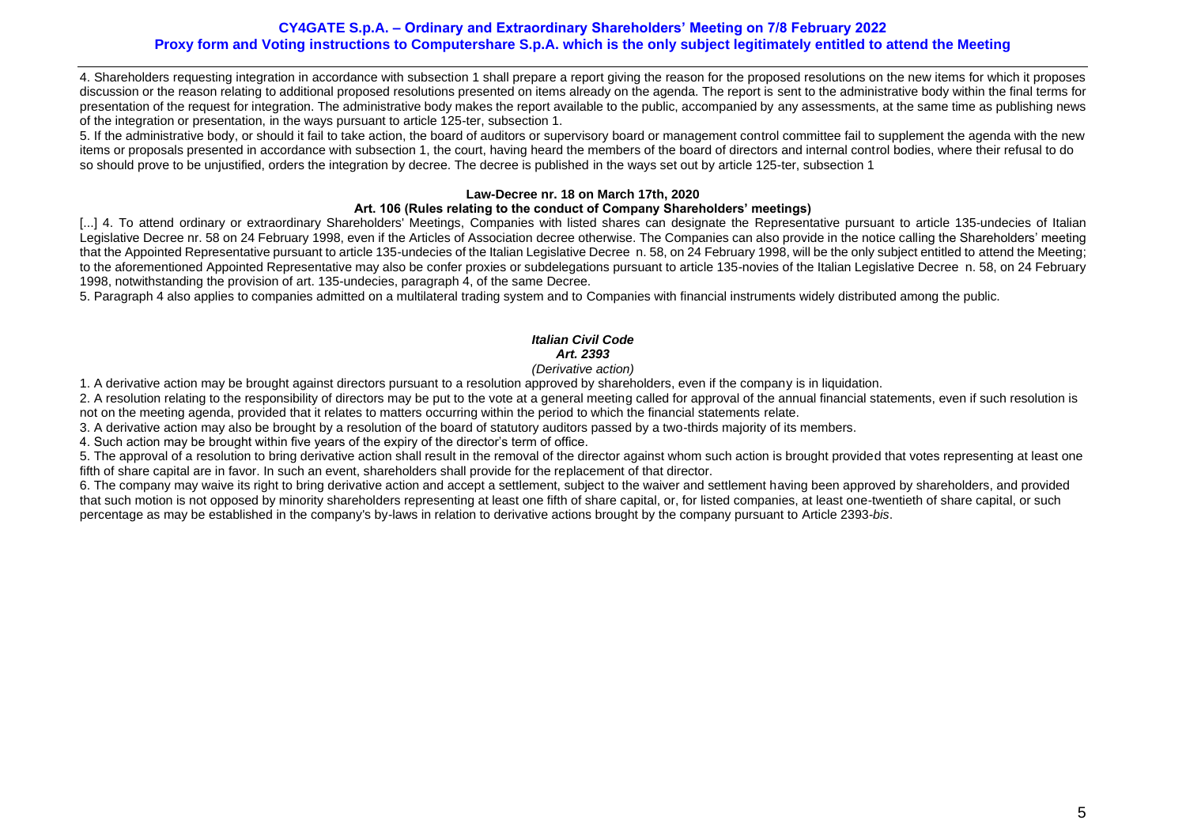4. Shareholders requesting integration in accordance with subsection 1 shall prepare a report giving the reason for the proposed resolutions on the new items for which it proposes discussion or the reason relating to additional proposed resolutions presented on items already on the agenda. The report is sent to the administrative body within the final terms for presentation of the request for integration. The administrative body makes the report available to the public, accompanied by any assessments, at the same time as publishing news of the integration or presentation, in the ways pursuant to article 125-ter, subsection 1.

5. If the administrative body, or should it fail to take action, the board of auditors or supervisory board or management control committee fail to supplement the agenda with the new items or proposals presented in accordance with subsection 1, the court, having heard the members of the board of directors and internal control bodies, where their refusal to do so should prove to be unjustified, orders the integration by decree. The decree is published in the ways set out by article 125-ter, subsection 1

**Law-Decree nr. 18 on March 17th, 2020**

**Art. 106 (Rules relating to the conduct of Company Shareholders' meetings)**

[...] 4. To attend ordinary or extraordinary Shareholders' Meetings, Companies with listed shares can designate the Representative pursuant to article 135-undecies of Italian Legislative Decree nr. 58 on 24 February 1998, even if the Articles of Association decree otherwise. The Companies can also provide in the notice calling the Shareholders' meeting that the Appointed Representative pursuant to article 135-undecies of the Italian Legislative Decree n. 58, on 24 February 1998, will be the only subject entitled to attend the Meeting; to the aforementioned Appointed Representative may also be confer proxies or subdelegations pursuant to article 135-novies of the Italian Legislative Decree n. 58, on 24 February 1998, notwithstanding the provision of art. 135-undecies, paragraph 4, of the same Decree.

5. Paragraph 4 also applies to companies admitted on a multilateral trading system and to Companies with financial instruments widely distributed among the public.

***Italian Civil Code***

***Art. 2393***

*(Derivative action)*

1. A derivative action may be brought against directors pursuant to a resolution approved by shareholders, even if the company is in liquidation.

2. A resolution relating to the responsibility of directors may be put to the vote at a general meeting called for approval of the annual financial statements, even if such resolution is not on the meeting agenda, provided that it relates to matters occurring within the period to which the financial statements relate.

3. A derivative action may also be brought by a resolution of the board of statutory auditors passed by a two-thirds majority of its members.

4. Such action may be brought within five years of the expiry of the director's term of office.

5. The approval of a resolution to bring derivative action shall result in the removal of the director against whom such action is brought provided that votes representing at least one fifth of share capital are in favor. In such an event, shareholders shall provide for the replacement of that director.

6. The company may waive its right to bring derivative action and accept a settlement, subject to the waiver and settlement having been approved by shareholders, and provided that such motion is not opposed by minority shareholders representing at least one fifth of share capital, or, for listed companies, at least one-twentieth of share capital, or such percentage as may be established in the company's by-laws in relation to derivative actions brought by the company pursuant to Article 2393-*bis*.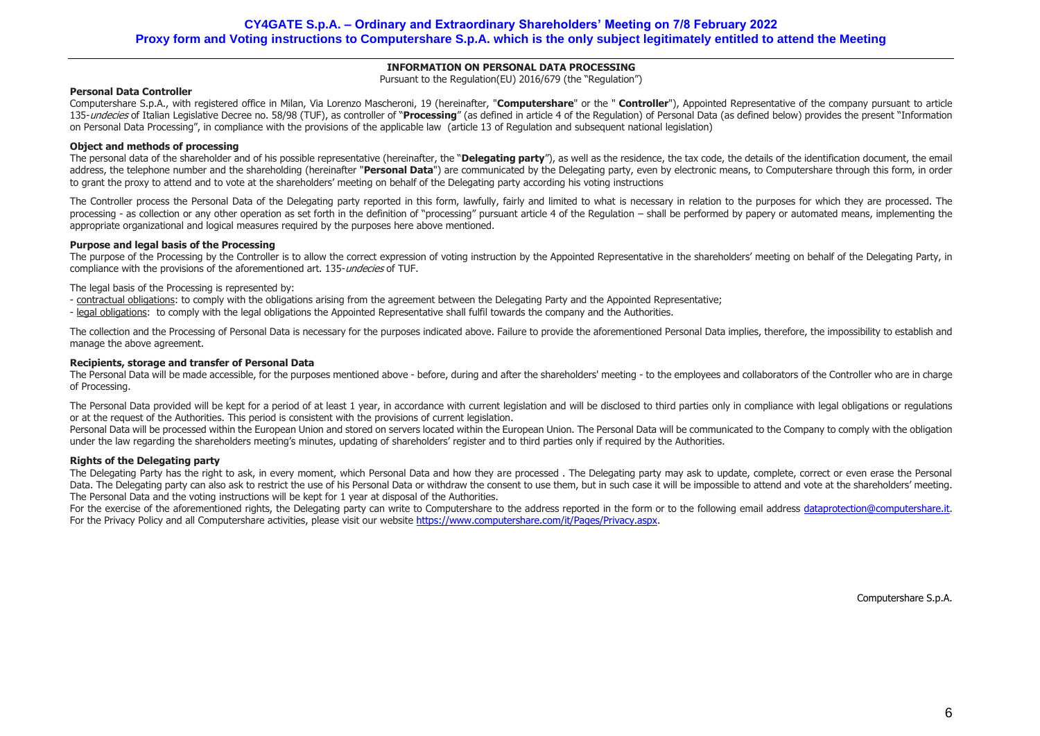**INFORMATION ON PERSONAL DATA PROCESSING**

Pursuant to the Regulation(EU) 2016/679 (the "Regulation")

**Personal Data Controller**

Computershare S.p.A., with registered office in Milan, Via Lorenzo Mascheroni, 19 (hereinafter, "**Computershare**" or the " **Controller**"), Appointed Representative of the company pursuant to article 135-*undecies* of Italian Legislative Decree no. 58/98 (TUF), as controller of "**Processing**" (as defined in article 4 of the Regulation) of Personal Data (as defined below) provides the present "Information on Personal Data Processing", in compliance with the provisions of the applicable law (article 13 of Regulation and subsequent national legislation)

**Object and methods of processing**

The personal data of the shareholder and of his possible representative (hereinafter, the "**Delegating party**"), as well as the residence, the tax code, the details of the identification document, the email address, the telephone number and the shareholding (hereinafter "**Personal Data**") are communicated by the Delegating party, even by electronic means, to Computershare through this form, in order to grant the proxy to attend and to vote at the shareholders' meeting on behalf of the Delegating party according his voting instructions

The Controller process the Personal Data of the Delegating party reported in this form, lawfully, fairly and limited to what is necessary in relation to the purposes for which they are processed. The processing - as collection or any other operation as set forth in the definition of "processing" pursuant article 4 of the Regulation – shall be performed by papery or automated means, implementing the appropriate organizational and logical measures required by the purposes here above mentioned.

**Purpose and legal basis of the Processing**

The purpose of the Processing by the Controller is to allow the correct expression of voting instruction by the Appointed Representative in the shareholders' meeting on behalf of the Delegating Party, in compliance with the provisions of the aforementioned art. 135-*undecies* of TUF.

The legal basis of the Processing is represented by:

- contractual obligations: to comply with the obligations arising from the agreement between the Delegating Party and the Appointed Representative;
- legal obligations: to comply with the legal obligations the Appointed Representative shall fulfil towards the company and the Authorities.

The collection and the Processing of Personal Data is necessary for the purposes indicated above. Failure to provide the aforementioned Personal Data implies, therefore, the impossibility to establish and manage the above agreement.

**Recipients, storage and transfer of Personal Data**

The Personal Data will be made accessible, for the purposes mentioned above - before, during and after the shareholders' meeting - to the employees and collaborators of the Controller who are in charge of Processing.

The Personal Data provided will be kept for a period of at least 1 year, in accordance with current legislation and will be disclosed to third parties only in compliance with legal obligations or regulations or at the request of the Authorities. This period is consistent with the provisions of current legislation.

Personal Data will be processed within the European Union and stored on servers located within the European Union. The Personal Data will be communicated to the Company to comply with the obligation under the law regarding the shareholders meeting's minutes, updating of shareholders' register and to third parties only if required by the Authorities.

**Rights of the Delegating party**

The Delegating Party has the right to ask, in every moment, which Personal Data and how they are processed . The Delegating party may ask to update, complete, correct or even erase the Personal Data. The Delegating party can also ask to restrict the use of his Personal Data or withdraw the consent to use them, but in such case it will be impossible to attend and vote at the shareholders' meeting. The Personal Data and the voting instructions will be kept for 1 year at disposal of the Authorities.

For the exercise of the aforementioned rights, the Delegating party can write to Computershare to the address reported in the form or to the following email address dataprotection@computershare.it. For the Privacy Policy and all Computershare activities, please visit our website https://www.computershare.com/it/Pages/Privacy.aspx.

Computershare S.p.A.